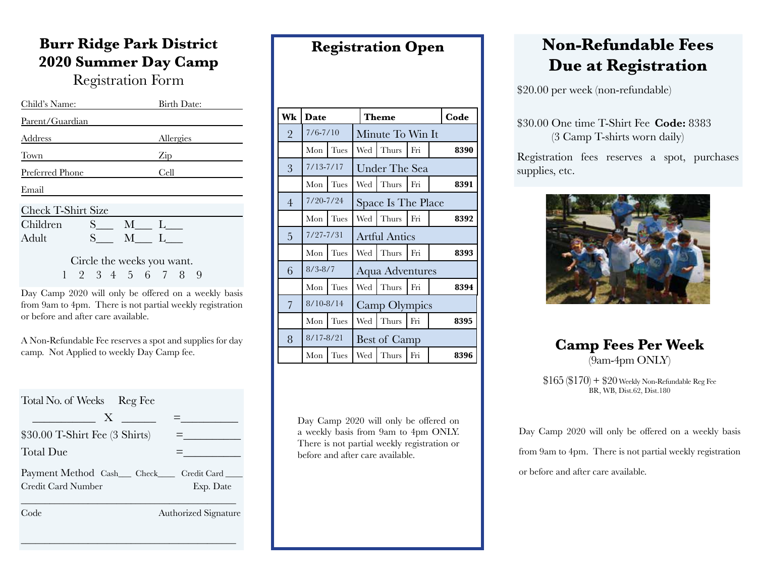# Burr Ridge Park District 2020 Summer Day Camp

## Registration Form

Child's Name: Birth Date:

Parent/Guardian

Address Allergies

Town Zip

Preferred Phone Cell

Email

Check T-Shirt Size

Children S___ M___ L___

Adult S___ M___ L___

Circle the weeks you want.

1 2 3 4 5 6 7 8 9

Day Camp 2020 will only be offered on a weekly basis from 9am to 4pm. There is not partial weekly registration or before and after care available.

A Non-Refundable Fee reserves a spot and supplies for day camp. Not Applied to weekly Day Camp fee.

Total No. of Weeks Reg Fee

__________ X ______ =__________

$30.00 T-Shirt Fee (3 Shirts) =__________

Total Due =__________

Payment Method Cash___ Check____ Credit Card ____

Credit Card Number Exp. Date

_______________________________________

Code Authorized Signature

_______________________________________

## Registration Open

| Wk | Date | | | | Theme | | Code |
|---|---|---|---|---|---|---|---|
| 2 | 7/6-7/10 | | | | Minute To Win It | | |
| | Mon | Tues | Wed | Thurs | Fri | | **8390** |
| 3 | 7/13-7/17 | | | | Under The Sea | | |
| | Mon | Tues | Wed | Thurs | Fri | | **8391** |
| 4 | 7/20-7/24 | | | | Space Is The Place | | |
| | Mon | Tues | Wed | Thurs | Fri | | **8392** |
| 5 | 7/27-7/31 | | | | Artful Antics | | |
| | Mon | Tues | Wed | Thurs | Fri | | **8393** |
| 6 | 8/3-8/7 | | | | Aqua Adventures | | |
| | Mon | Tues | Wed | Thurs | Fri | | **8394** |
| 7 | 8/10-8/14 | | | | Camp Olympics | | |
| | Mon | Tues | Wed | Thurs | Fri | | **8395** |
| 8 | 8/17-8/21 | | | | Best of Camp | | |
| | Mon | Tues | Wed | Thurs | Fri | | **8396** |

Day Camp 2020 will only be offered on a weekly basis from 9am to 4pm ONLY. There is not partial weekly registration or before and after care available.

## Non-Refundable Fees Due at Registration

$20.00 per week (non-refundable)

$30.00 One time T-Shirt Fee **Code:** 8383
(3 Camp T-shirts worn daily)

Registration fees reserves a spot, purchases supplies, etc.

## Camp Fees Per Week

(9am-4pm ONLY)

$165 ($170) + $20 Weekly Non-Refundable Reg Fee
BR, WB, Dist.62, Dist.180

Day Camp 2020 will only be offered on a weekly basis from 9am to 4pm. There is not partial weekly registration or before and after care available.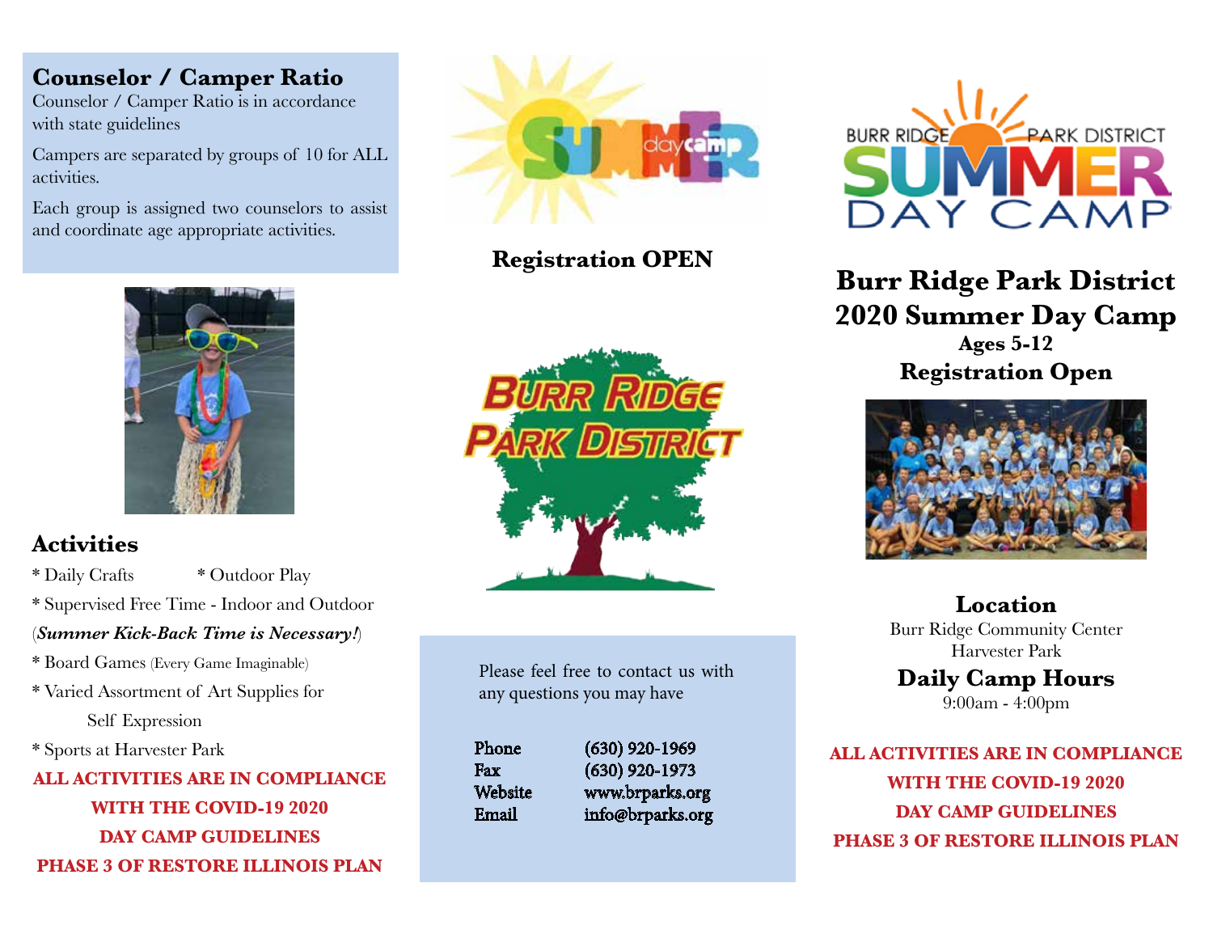## Counselor / Camper Ratio

Counselor / Camper Ratio is in accordance with state guidelines

Campers are separated by groups of 10 for ALL activities.

Each group is assigned two counselors to assist and coordinate age appropriate activities.

## Activities

* Daily Crafts
* Outdoor Play
* Supervised Free Time - Indoor and Outdoor (***Summer Kick-Back Time is Necessary!***)
* Board Games (Every Game Imaginable)
* Varied Assortment of Art Supplies for Self Expression
* Sports at Harvester Park

**ALL ACTIVITIES ARE IN COMPLIANCE WITH THE COVID-19 2020 DAY CAMP GUIDELINES PHASE 3 OF RESTORE ILLINOIS PLAN**

SUMMER day camp

**Registration OPEN**

BURR RIDGE PARK DISTRICT

Please feel free to contact us with any questions you may have

| | |
|---|---|
| Phone | (630) 920-1969 |
| Fax | (630) 920-1973 |
| Website | www.brparks.org |
| Email | info@brparks.org |

BURR RIDGE PARK DISTRICT SUMMER DAY CAMP

# Burr Ridge Park District 2020 Summer Day Camp

### Ages 5-12

### Registration Open

## Location

Burr Ridge Community Center
Harvester Park

## Daily Camp Hours

9:00am - 4:00pm

**ALL ACTIVITIES ARE IN COMPLIANCE WITH THE COVID-19 2020 DAY CAMP GUIDELINES PHASE 3 OF RESTORE ILLINOIS PLAN**